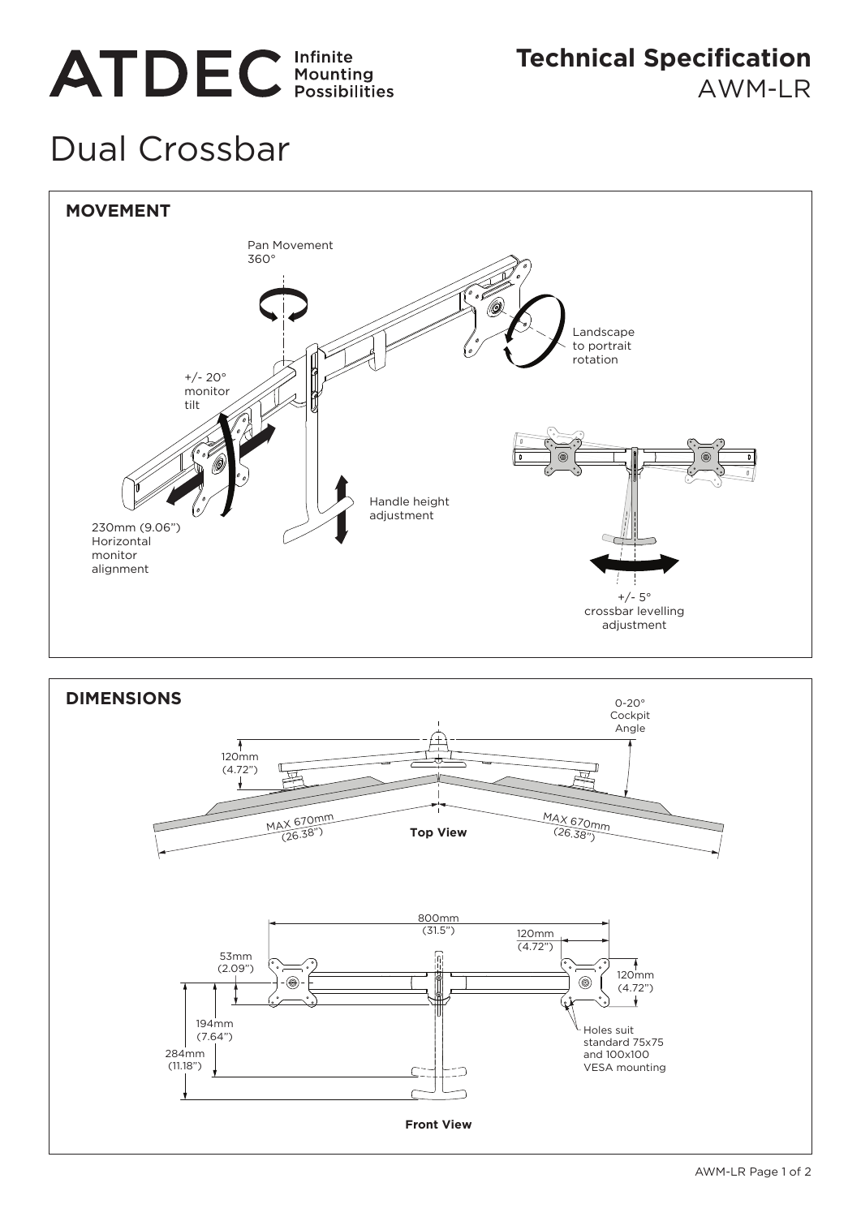# ATDEC Infinite Mounting Possibilities

## Technical Specification
AWM-LR

# Dual Crossbar

## MOVEMENT

Pan Movement 360°

Landscape to portrait rotation

+/- 20° monitor tilt

Handle height adjustment

230mm (9.06") Horizontal monitor alignment

+/- 5° crossbar levelling adjustment

## DIMENSIONS

0-20° Cockpit Angle

120mm (4.72")

MAX 670mm (26.38")

**Top View**

MAX 670mm (26.38")

800mm (31.5")

120mm (4.72")

53mm (2.09")

120mm (4.72")

194mm (7.64")

284mm (11.18")

Holes suit standard 75x75 and 100x100 VESA mounting

**Front View**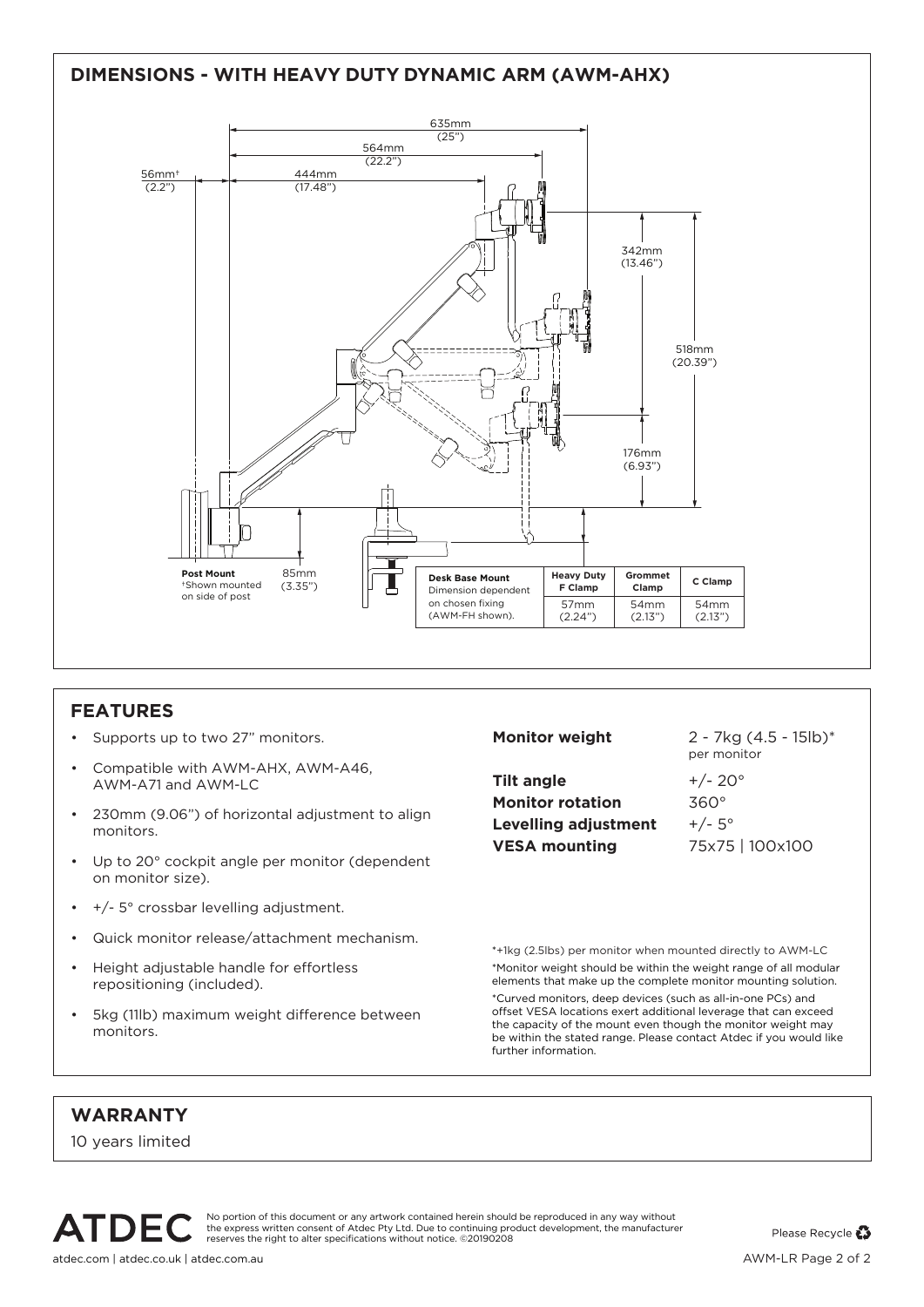## DIMENSIONS - WITH HEAVY DUTY DYNAMIC ARM (AWM-AHX)

635mm
(25")

564mm
(22.2")

56mm†
(2.2")

444mm
(17.48")

342mm
(13.46")

518mm
(20.39")

176mm
(6.93")

85mm
(3.35")

**Post Mount**
†Shown mounted on side of post

| Desk Base Mount<br>Dimension dependent on chosen fixing (AWM-FH shown). | Heavy Duty F Clamp | Grommet Clamp | C Clamp |
|---|---|---|---|
| | 57mm (2.24") | 54mm (2.13") | 54mm (2.13") |

## FEATURES

- Supports up to two 27" monitors.
- Compatible with AWM-AHX, AWM-A46, AWM-A71 and AWM-LC
- 230mm (9.06") of horizontal adjustment to align monitors.
- Up to 20° cockpit angle per monitor (dependent on monitor size).
- +/- 5° crossbar levelling adjustment.
- Quick monitor release/attachment mechanism.
- Height adjustable handle for effortless repositioning (included).
- 5kg (11lb) maximum weight difference between monitors.

| | |
|---|---|
| **Monitor weight** | 2 - 7kg (4.5 - 15lb)* per monitor |
| **Tilt angle** | +/- 20° |
| **Monitor rotation** | 360° |
| **Levelling adjustment** | +/- 5° |
| **VESA mounting** | 75x75 \| 100x100 |

*+1kg (2.5lbs) per monitor when mounted directly to AWM-LC

*Monitor weight should be within the weight range of all modular elements that make up the complete monitor mounting solution.

*Curved monitors, deep devices (such as all-in-one PCs) and offset VESA locations exert additional leverage that can exceed the capacity of the mount even though the monitor weight may be within the stated range. Please contact Atdec if you would like further information.

## WARRANTY

10 years limited

**ATDEC** No portion of this document or any artwork contained herein should be reproduced in any way without the express written consent of Atdec Pty Ltd. Due to continuing product development, the manufacturer reserves the right to alter specifications without notice. ©20190208

Please Recycle

atdec.com | atdec.co.uk | atdec.com.au